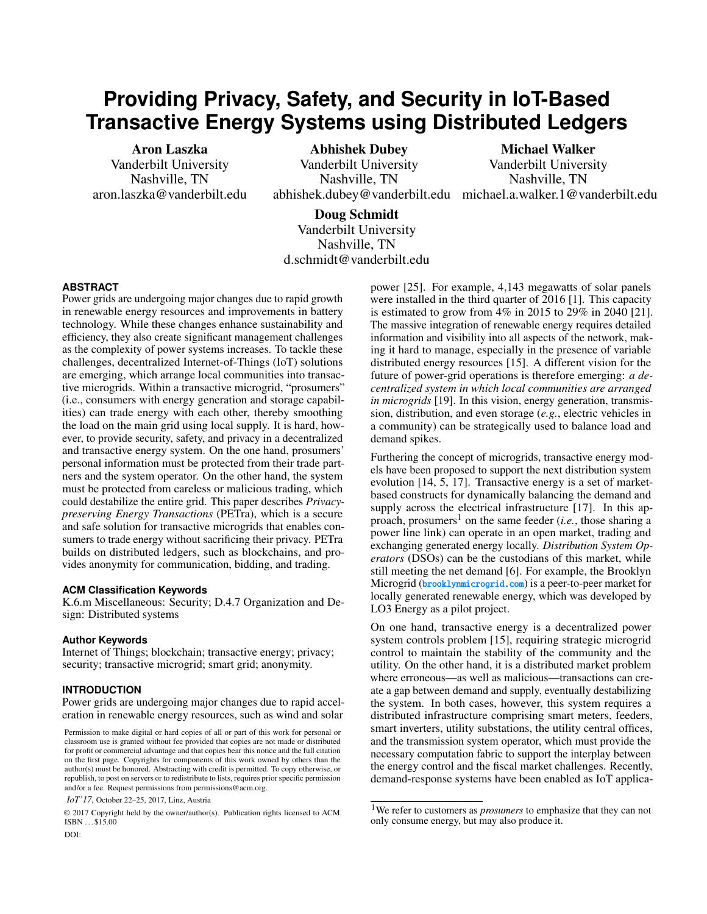# Providing Privacy, Safety, and Security in IoT-Based Transactive Energy Systems using Distributed Ledgers

**Aron Laszka**
Vanderbilt University
Nashville, TN
aron.laszka@vanderbilt.edu

**Abhishek Dubey**
Vanderbilt University
Nashville, TN
abhishek.dubey@vanderbilt.edu

**Michael Walker**
Vanderbilt University
Nashville, TN
michael.a.walker.1@vanderbilt.edu

**Doug Schmidt**
Vanderbilt University
Nashville, TN
d.schmidt@vanderbilt.edu

## ABSTRACT

Power grids are undergoing major changes due to rapid growth in renewable energy resources and improvements in battery technology. While these changes enhance sustainability and efficiency, they also create significant management challenges as the complexity of power systems increases. To tackle these challenges, decentralized Internet-of-Things (IoT) solutions are emerging, which arrange local communities into transactive microgrids. Within a transactive microgrid, "prosumers" (i.e., consumers with energy generation and storage capabilities) can trade energy with each other, thereby smoothing the load on the main grid using local supply. It is hard, however, to provide security, safety, and privacy in a decentralized and transactive energy system. On the one hand, prosumers' personal information must be protected from their trade partners and the system operator. On the other hand, the system must be protected from careless or malicious trading, which could destabilize the entire grid. This paper describes *Privacy-preserving Energy Transactions* (PETra), which is a secure and safe solution for transactive microgrids that enables consumers to trade energy without sacrificing their privacy. PETra builds on distributed ledgers, such as blockchains, and provides anonymity for communication, bidding, and trading.

### ACM Classification Keywords

K.6.m Miscellaneous: Security; D.4.7 Organization and Design: Distributed systems

### Author Keywords

Internet of Things; blockchain; transactive energy; privacy; security; transactive microgrid; smart grid; anonymity.

## INTRODUCTION

Power grids are undergoing major changes due to rapid acceleration in renewable energy resources, such as wind and solar power [25]. For example, 4,143 megawatts of solar panels were installed in the third quarter of 2016 [1]. This capacity is estimated to grow from 4% in 2015 to 29% in 2040 [21]. The massive integration of renewable energy requires detailed information and visibility into all aspects of the network, making it hard to manage, especially in the presence of variable distributed energy resources [15]. A different vision for the future of power-grid operations is therefore emerging: *a decentralized system in which local communities are arranged in microgrids* [19]. In this vision, energy generation, transmission, distribution, and even storage (*e.g.*, electric vehicles in a community) can be strategically used to balance load and demand spikes.

Furthering the concept of microgrids, transactive energy models have been proposed to support the next distribution system evolution [14, 5, 17]. Transactive energy is a set of market-based constructs for dynamically balancing the demand and supply across the electrical infrastructure [17]. In this approach, prosumers[1] on the same feeder (*i.e.*, those sharing a power line link) can operate in an open market, trading and exchanging generated energy locally. *Distribution System Operators* (DSOs) can be the custodians of this market, while still meeting the net demand [6]. For example, the Brooklyn Microgrid (**brooklynmicrogrid.com**) is a peer-to-peer market for locally generated renewable energy, which was developed by LO3 Energy as a pilot project.

On one hand, transactive energy is a decentralized power system controls problem [15], requiring strategic microgrid control to maintain the stability of the community and the utility. On the other hand, it is a distributed market problem where erroneous—as well as malicious—transactions can create a gap between demand and supply, eventually destabilizing the system. In both cases, however, this system requires a distributed infrastructure comprising smart meters, feeders, smart inverters, utility substations, the utility central offices, and the transmission system operator, which must provide the necessary computation fabric to support the interplay between the energy control and the fiscal market challenges. Recently, demand-response systems have been enabled as IoT applica-

[1] We refer to customers as *prosumers* to emphasize that they can not only consume energy, but may also produce it.

Permission to make digital or hard copies of all or part of this work for personal or classroom use is granted without fee provided that copies are not made or distributed for profit or commercial advantage and that copies bear this notice and the full citation on the first page. Copyrights for components of this work owned by others than the author(s) must be honored. Abstracting with credit is permitted. To copy otherwise, or republish, to post on servers or to redistribute to lists, requires prior specific permission and/or a fee. Request permissions from permissions@acm.org.

*IoT'17,* October 22–25, 2017, Linz, Austria

© 2017 Copyright held by the owner/author(s). Publication rights licensed to ACM. ISBN ...$15.00

DOI: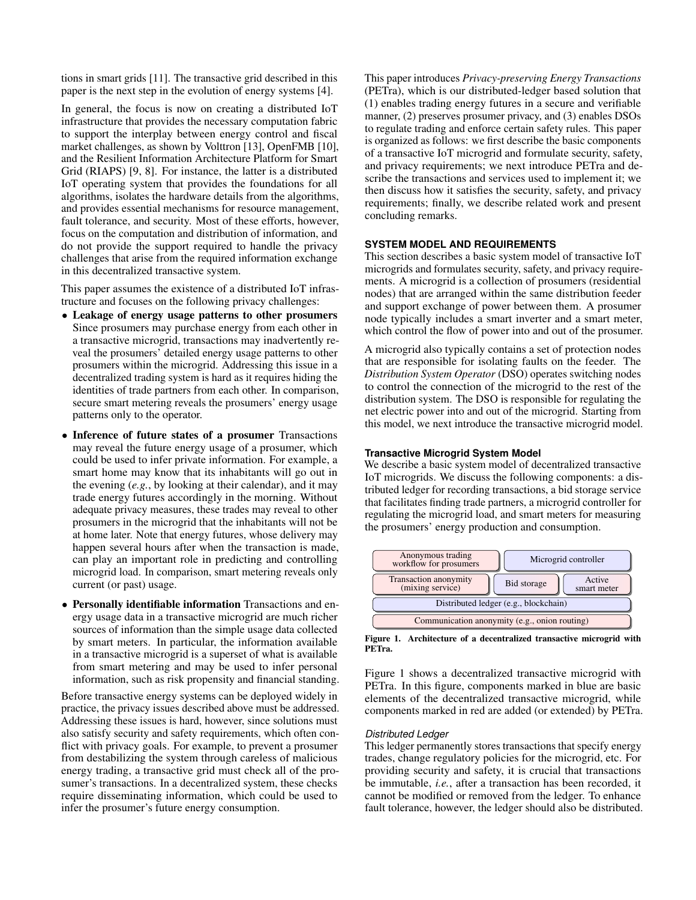tions in smart grids [11]. The transactive grid described in this paper is the next step in the evolution of energy systems [4].

In general, the focus is now on creating a distributed IoT infrastructure that provides the necessary computation fabric to support the interplay between energy control and fiscal market challenges, as shown by Volttron [13], OpenFMB [10], and the Resilient Information Architecture Platform for Smart Grid (RIAPS) [9, 8]. For instance, the latter is a distributed IoT operating system that provides the foundations for all algorithms, isolates the hardware details from the algorithms, and provides essential mechanisms for resource management, fault tolerance, and security. Most of these efforts, however, focus on the computation and distribution of information, and do not provide the support required to handle the privacy challenges that arise from the required information exchange in this decentralized transactive system.

This paper assumes the existence of a distributed IoT infrastructure and focuses on the following privacy challenges:

- **Leakage of energy usage patterns to other prosumers** Since prosumers may purchase energy from each other in a transactive microgrid, transactions may inadvertently reveal the prosumers' detailed energy usage patterns to other prosumers within the microgrid. Addressing this issue in a decentralized trading system is hard as it requires hiding the identities of trade partners from each other. In comparison, secure smart metering reveals the prosumers' energy usage patterns only to the operator.
- **Inference of future states of a prosumer** Transactions may reveal the future energy usage of a prosumer, which could be used to infer private information. For example, a smart home may know that its inhabitants will go out in the evening (*e.g.*, by looking at their calendar), and it may trade energy futures accordingly in the morning. Without adequate privacy measures, these trades may reveal to other prosumers in the microgrid that the inhabitants will not be at home later. Note that energy futures, whose delivery may happen several hours after when the transaction is made, can play an important role in predicting and controlling microgrid load. In comparison, smart metering reveals only current (or past) usage.
- **Personally identifiable information** Transactions and energy usage data in a transactive microgrid are much richer sources of information than the simple usage data collected by smart meters. In particular, the information available in a transactive microgrid is a superset of what is available from smart metering and may be used to infer personal information, such as risk propensity and financial standing.

Before transactive energy systems can be deployed widely in practice, the privacy issues described above must be addressed. Addressing these issues is hard, however, since solutions must also satisfy security and safety requirements, which often conflict with privacy goals. For example, to prevent a prosumer from destabilizing the system through careless of malicious energy trading, a transactive grid must check all of the prosumer's transactions. In a decentralized system, these checks require disseminating information, which could be used to infer the prosumer's future energy consumption.

This paper introduces *Privacy-preserving Energy Transactions* (PETra), which is our distributed-ledger based solution that (1) enables trading energy futures in a secure and verifiable manner, (2) preserves prosumer privacy, and (3) enables DSOs to regulate trading and enforce certain safety rules. This paper is organized as follows: we first describe the basic components of a transactive IoT microgrid and formulate security, safety, and privacy requirements; we next introduce PETra and describe the transactions and services used to implement it; we then discuss how it satisfies the security, safety, and privacy requirements; finally, we describe related work and present concluding remarks.

## SYSTEM MODEL AND REQUIREMENTS

This section describes a basic system model of transactive IoT microgrids and formulates security, safety, and privacy requirements. A microgrid is a collection of prosumers (residential nodes) that are arranged within the same distribution feeder and support exchange of power between them. A prosumer node typically includes a smart inverter and a smart meter, which control the flow of power into and out of the prosumer.

A microgrid also typically contains a set of protection nodes that are responsible for isolating faults on the feeder. The *Distribution System Operator* (DSO) operates switching nodes to control the connection of the microgrid to the rest of the distribution system. The DSO is responsible for regulating the net electric power into and out of the microgrid. Starting from this model, we next introduce the transactive microgrid model.

### Transactive Microgrid System Model

We describe a basic system model of decentralized transactive IoT microgrids. We discuss the following components: a distributed ledger for recording transactions, a bid storage service that facilitates finding trade partners, a microgrid controller for regulating the microgrid load, and smart meters for measuring the prosumers' energy production and consumption.

| Anonymous trading workflow for prosumers | | Microgrid controller |
|---|---|---|
| Transaction anonymity (mixing service) | Bid storage | Active smart meter |
| Distributed ledger (e.g., blockchain) | | |
| Communication anonymity (e.g., onion routing) | | |

**Figure 1. Architecture of a decentralized transactive microgrid with PETra.**

Figure 1 shows a decentralized transactive microgrid with PETra. In this figure, components marked in blue are basic elements of the decentralized transactive microgrid, while components marked in red are added (or extended) by PETra.

#### Distributed Ledger

This ledger permanently stores transactions that specify energy trades, change regulatory policies for the microgrid, etc. For providing security and safety, it is crucial that transactions be immutable, *i.e.*, after a transaction has been recorded, it cannot be modified or removed from the ledger. To enhance fault tolerance, however, the ledger should also be distributed.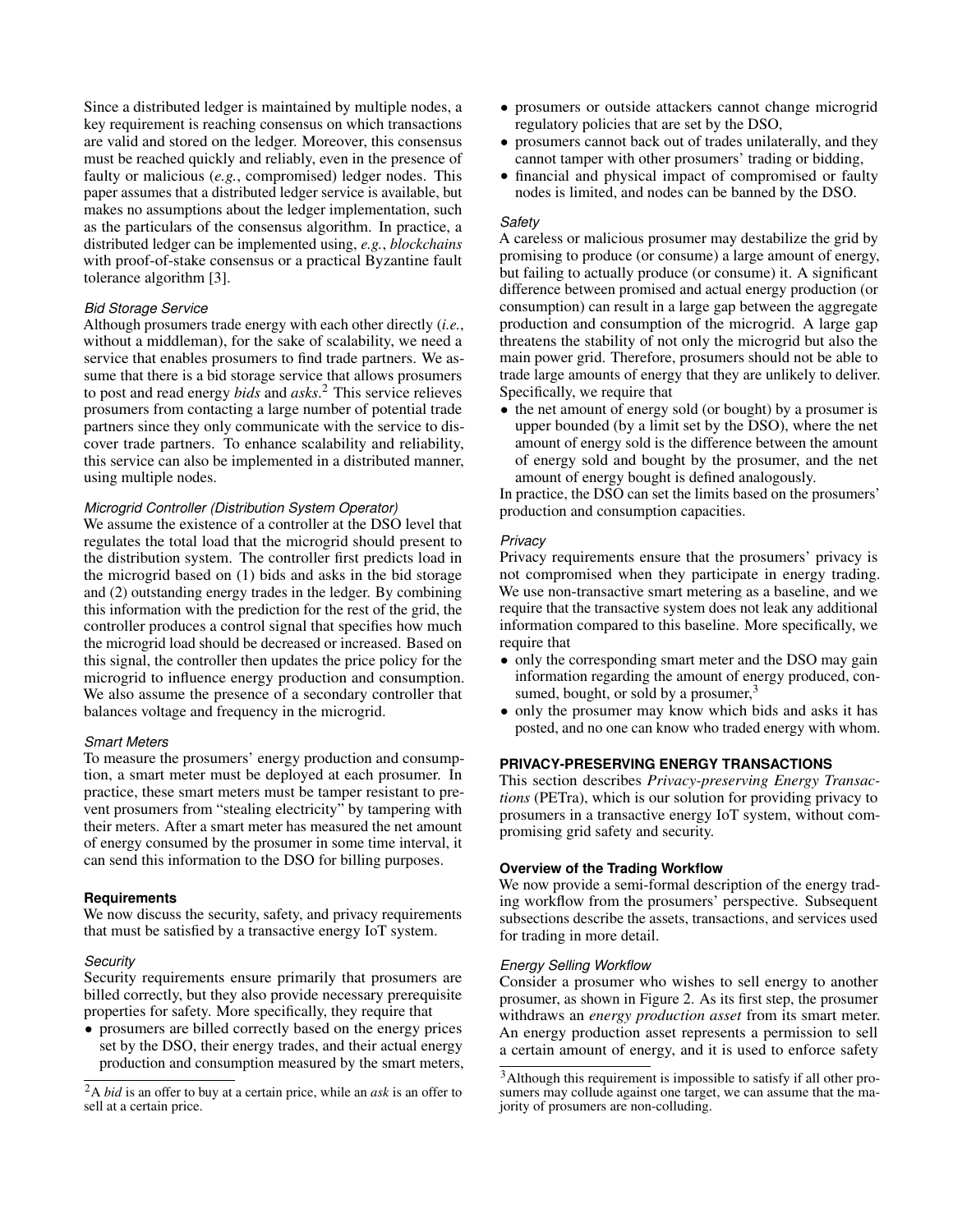Since a distributed ledger is maintained by multiple nodes, a key requirement is reaching consensus on which transactions are valid and stored on the ledger. Moreover, this consensus must be reached quickly and reliably, even in the presence of faulty or malicious (*e.g.*, compromised) ledger nodes. This paper assumes that a distributed ledger service is available, but makes no assumptions about the ledger implementation, such as the particulars of the consensus algorithm. In practice, a distributed ledger can be implemented using, *e.g.*, *blockchains* with proof-of-stake consensus or a practical Byzantine fault tolerance algorithm [3].

#### *Bid Storage Service*

Although prosumers trade energy with each other directly (*i.e.*, without a middleman), for the sake of scalability, we need a service that enables prosumers to find trade partners. We assume that there is a bid storage service that allows prosumers to post and read energy *bids* and *asks*.[2] This service relieves prosumers from contacting a large number of potential trade partners since they only communicate with the service to discover trade partners. To enhance scalability and reliability, this service can also be implemented in a distributed manner, using multiple nodes.

#### *Microgrid Controller (Distribution System Operator)*

We assume the existence of a controller at the DSO level that regulates the total load that the microgrid should present to the distribution system. The controller first predicts load in the microgrid based on (1) bids and asks in the bid storage and (2) outstanding energy trades in the ledger. By combining this information with the prediction for the rest of the grid, the controller produces a control signal that specifies how much the microgrid load should be decreased or increased. Based on this signal, the controller then updates the price policy for the microgrid to influence energy production and consumption. We also assume the presence of a secondary controller that balances voltage and frequency in the microgrid.

#### *Smart Meters*

To measure the prosumers' energy production and consumption, a smart meter must be deployed at each prosumer. In practice, these smart meters must be tamper resistant to prevent prosumers from "stealing electricity" by tampering with their meters. After a smart meter has measured the net amount of energy consumed by the prosumer in some time interval, it can send this information to the DSO for billing purposes.

### **Requirements**

We now discuss the security, safety, and privacy requirements that must be satisfied by a transactive energy IoT system.

#### *Security*

Security requirements ensure primarily that prosumers are billed correctly, but they also provide necessary prerequisite properties for safety. More specifically, they require that

- prosumers are billed correctly based on the energy prices set by the DSO, their energy trades, and their actual energy production and consumption measured by the smart meters,
- prosumers or outside attackers cannot change microgrid regulatory policies that are set by the DSO,
- prosumers cannot back out of trades unilaterally, and they cannot tamper with other prosumers' trading or bidding,
- financial and physical impact of compromised or faulty nodes is limited, and nodes can be banned by the DSO.

#### *Safety*

A careless or malicious prosumer may destabilize the grid by promising to produce (or consume) a large amount of energy, but failing to actually produce (or consume) it. A significant difference between promised and actual energy production (or consumption) can result in a large gap between the aggregate production and consumption of the microgrid. A large gap threatens the stability of not only the microgrid but also the main power grid. Therefore, prosumers should not be able to trade large amounts of energy that they are unlikely to deliver. Specifically, we require that

- the net amount of energy sold (or bought) by a prosumer is upper bounded (by a limit set by the DSO), where the net amount of energy sold is the difference between the amount of energy sold and bought by the prosumer, and the net amount of energy bought is defined analogously.

In practice, the DSO can set the limits based on the prosumers' production and consumption capacities.

#### *Privacy*

Privacy requirements ensure that the prosumers' privacy is not compromised when they participate in energy trading. We use non-transactive smart metering as a baseline, and we require that the transactive system does not leak any additional information compared to this baseline. More specifically, we require that

- only the corresponding smart meter and the DSO may gain information regarding the amount of energy produced, consumed, bought, or sold by a prosumer,[3]
- only the prosumer may know which bids and asks it has posted, and no one can know who traded energy with whom.

## **PRIVACY-PRESERVING ENERGY TRANSACTIONS**

This section describes *Privacy-preserving Energy Transactions* (PETra), which is our solution for providing privacy to prosumers in a transactive energy IoT system, without compromising grid safety and security.

### **Overview of the Trading Workflow**

We now provide a semi-formal description of the energy trading workflow from the prosumers' perspective. Subsequent subsections describe the assets, transactions, and services used for trading in more detail.

#### *Energy Selling Workflow*

Consider a prosumer who wishes to sell energy to another prosumer, as shown in Figure 2. As its first step, the prosumer withdraws an *energy production asset* from its smart meter. An energy production asset represents a permission to sell a certain amount of energy, and it is used to enforce safety

---

[2] A *bid* is an offer to buy at a certain price, while an *ask* is an offer to sell at a certain price.

[3] Although this requirement is impossible to satisfy if all other prosumers may collude against one target, we can assume that the majority of prosumers are non-colluding.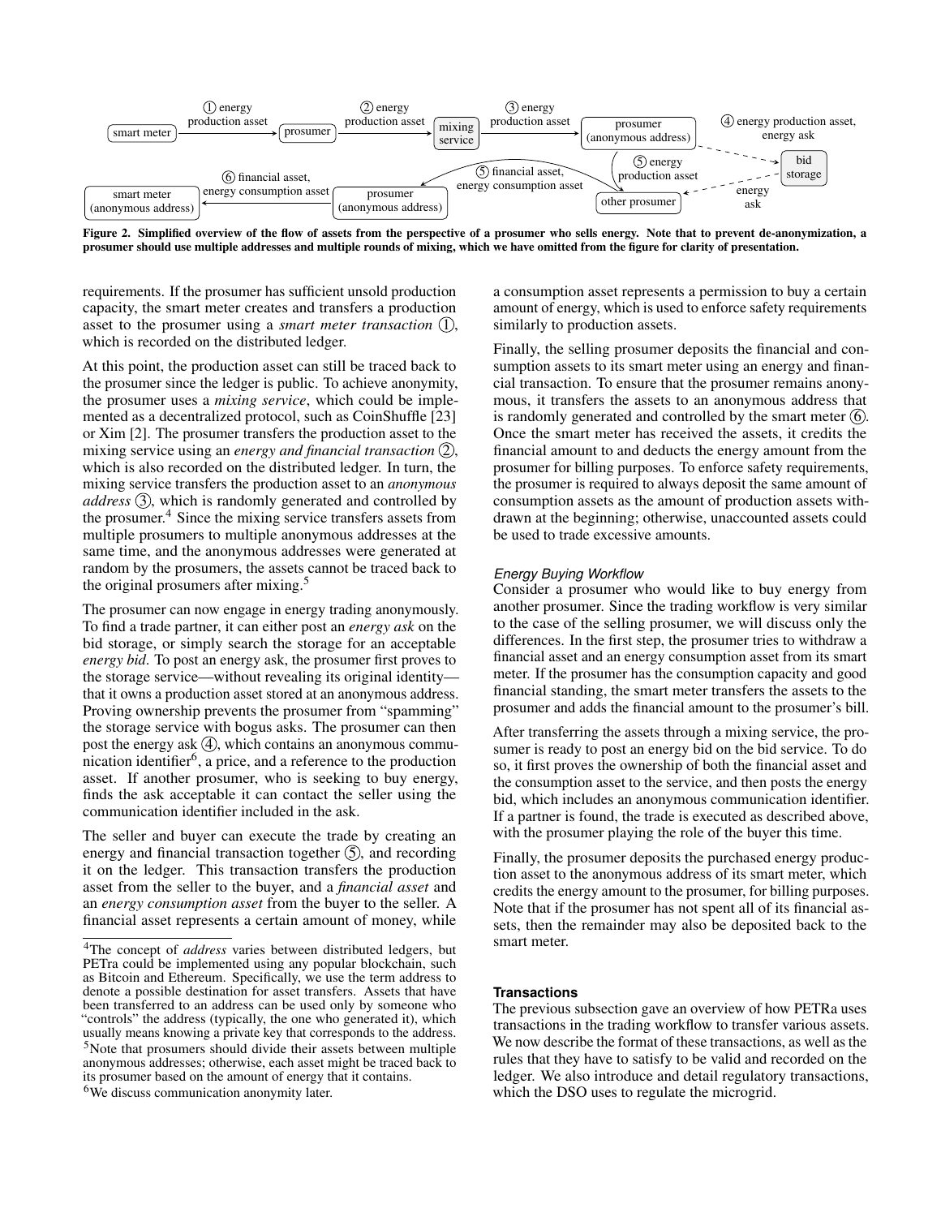Figure 2. Simplified overview of the flow of assets from the perspective of a prosumer who sells energy. Note that to prevent de-anonymization, a prosumer should use multiple addresses and multiple rounds of mixing, which we have omitted from the figure for clarity of presentation.

requirements. If the prosumer has sufficient unsold production capacity, the smart meter creates and transfers a production asset to the prosumer using a *smart meter transaction* ①, which is recorded on the distributed ledger.

At this point, the production asset can still be traced back to the prosumer since the ledger is public. To achieve anonymity, the prosumer uses a *mixing service*, which could be implemented as a decentralized protocol, such as CoinShuffle [23] or Xim [2]. The prosumer transfers the production asset to the mixing service using an *energy and financial transaction* ②, which is also recorded on the distributed ledger. In turn, the mixing service transfers the production asset to an *anonymous address* ③, which is randomly generated and controlled by the prosumer.[4] Since the mixing service transfers assets from multiple prosumers to multiple anonymous addresses at the same time, and the anonymous addresses were generated at random by the prosumers, the assets cannot be traced back to the original prosumers after mixing.[5]

The prosumer can now engage in energy trading anonymously. To find a trade partner, it can either post an *energy ask* on the bid storage, or simply search the storage for an acceptable *energy bid*. To post an energy ask, the prosumer first proves to the storage service—without revealing its original identity—that it owns a production asset stored at an anonymous address. Proving ownership prevents the prosumer from "spamming" the storage service with bogus asks. The prosumer can then post the energy ask ④, which contains an anonymous communication identifier[6], a price, and a reference to the production asset. If another prosumer, who is seeking to buy energy, finds the ask acceptable it can contact the seller using the communication identifier included in the ask.

The seller and buyer can execute the trade by creating an energy and financial transaction together ⑤, and recording it on the ledger. This transaction transfers the production asset from the seller to the buyer, and a *financial asset* and an *energy consumption asset* from the buyer to the seller. A financial asset represents a certain amount of money, while a consumption asset represents a permission to buy a certain amount of energy, which is used to enforce safety requirements similarly to production assets.

Finally, the selling prosumer deposits the financial and consumption assets to its smart meter using an energy and financial transaction. To ensure that the prosumer remains anonymous, it transfers the assets to an anonymous address that is randomly generated and controlled by the smart meter ⑥. Once the smart meter has received the assets, it credits the financial amount to and deducts the energy amount from the prosumer for billing purposes. To enforce safety requirements, the prosumer is required to always deposit the same amount of consumption assets as the amount of production assets withdrawn at the beginning; otherwise, unaccounted assets could be used to trade excessive amounts.

### *Energy Buying Workflow*

Consider a prosumer who would like to buy energy from another prosumer. Since the trading workflow is very similar to the case of the selling prosumer, we will discuss only the differences. In the first step, the prosumer tries to withdraw a financial asset and an energy consumption asset from its smart meter. If the prosumer has the consumption capacity and good financial standing, the smart meter transfers the assets to the prosumer and adds the financial amount to the prosumer's bill.

After transferring the assets through a mixing service, the prosumer is ready to post an energy bid on the bid service. To do so, it first proves the ownership of both the financial asset and the consumption asset to the service, and then posts the energy bid, which includes an anonymous communication identifier. If a partner is found, the trade is executed as described above, with the prosumer playing the role of the buyer this time.

Finally, the prosumer deposits the purchased energy production asset to the anonymous address of its smart meter, which credits the energy amount to the prosumer, for billing purposes. Note that if the prosumer has not spent all of its financial assets, then the remainder may also be deposited back to the smart meter.

## Transactions

The previous subsection gave an overview of how PETRa uses transactions in the trading workflow to transfer various assets. We now describe the format of these transactions, as well as the rules that they have to satisfy to be valid and recorded on the ledger. We also introduce and detail regulatory transactions, which the DSO uses to regulate the microgrid.

[4]The concept of *address* varies between distributed ledgers, but PETra could be implemented using any popular blockchain, such as Bitcoin and Ethereum. Specifically, we use the term address to denote a possible destination for asset transfers. Assets that have been transferred to an address can be used only by someone who "controls" the address (typically, the one who generated it), which usually means knowing a private key that corresponds to the address.

[5]Note that prosumers should divide their assets between multiple anonymous addresses; otherwise, each asset might be traced back to its prosumer based on the amount of energy that it contains.

[6]We discuss communication anonymity later.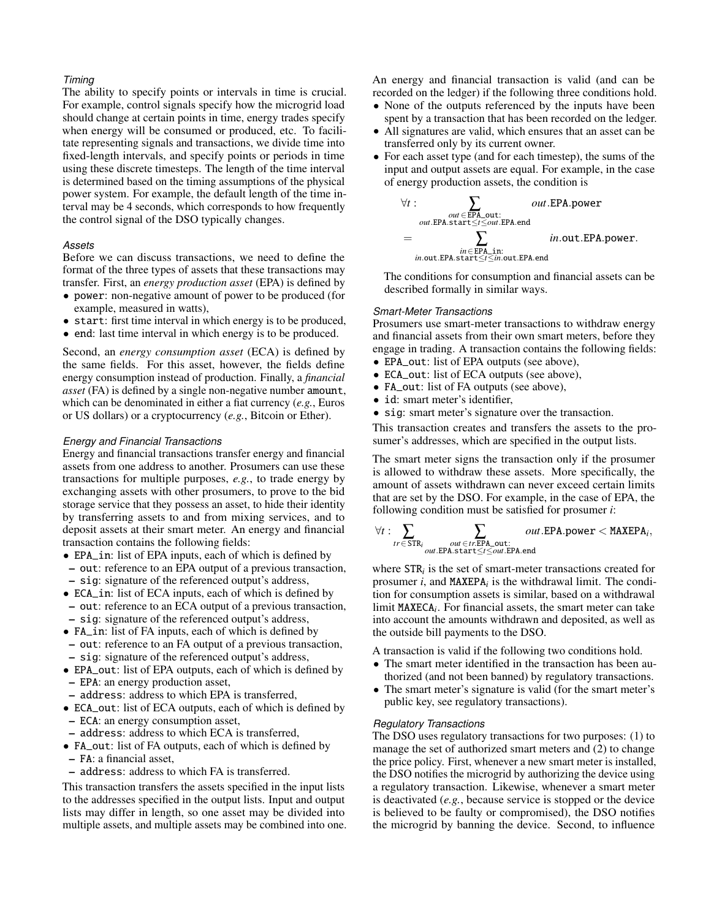#### *Timing*

The ability to specify points or intervals in time is crucial. For example, control signals specify how the microgrid load should change at certain points in time, energy trades specify when energy will be consumed or produced, etc. To facilitate representing signals and transactions, we divide time into fixed-length intervals, and specify points or periods in time using these discrete timesteps. The length of the time interval is determined based on the timing assumptions of the physical power system. For example, the default length of the time interval may be 4 seconds, which corresponds to how frequently the control signal of the DSO typically changes.

#### *Assets*

Before we can discuss transactions, we need to define the format of the three types of assets that these transactions may transfer. First, an *energy production asset* (EPA) is defined by

- `power`: non-negative amount of power to be produced (for example, measured in watts),
- `start`: first time interval in which energy is to be produced,
- `end`: last time interval in which energy is to be produced.

Second, an *energy consumption asset* (ECA) is defined by the same fields. For this asset, however, the fields define energy consumption instead of production. Finally, a *financial asset* (FA) is defined by a single non-negative number `amount`, which can be denominated in either a fiat currency (*e.g.*, Euros or US dollars) or a cryptocurrency (*e.g.*, Bitcoin or Ether).

#### *Energy and Financial Transactions*

Energy and financial transactions transfer energy and financial assets from one address to another. Prosumers can use these transactions for multiple purposes, *e.g.*, to trade energy by exchanging assets with other prosumers, to prove to the bid storage service that they possess an asset, to hide their identity by transferring assets to and from mixing services, and to deposit assets at their smart meter. An energy and financial transaction contains the following fields:

- `EPA_in`: list of EPA inputs, each of which is defined by
  - `out`: reference to an EPA output of a previous transaction,
  - `sig`: signature of the referenced output's address,
- `ECA_in`: list of ECA inputs, each of which is defined by
  - `out`: reference to an ECA output of a previous transaction,
  - `sig`: signature of the referenced output's address,
- `FA_in`: list of FA inputs, each of which is defined by
  - `out`: reference to an FA output of a previous transaction,
  - `sig`: signature of the referenced output's address,
- `EPA_out`: list of EPA outputs, each of which is defined by
  - `EPA`: an energy production asset,
  - `address`: address to which EPA is transferred,
- `ECA_out`: list of ECA outputs, each of which is defined by
  - `ECA`: an energy consumption asset,
  - `address`: address to which ECA is transferred,
- `FA_out`: list of FA outputs, each of which is defined by
  - `FA`: a financial asset,
  - `address`: address to which FA is transferred.

This transaction transfers the assets specified in the input lists to the addresses specified in the output lists. Input and output lists may differ in length, so one asset may be divided into multiple assets, and multiple assets may be combined into one.

An energy and financial transaction is valid (and can be recorded on the ledger) if the following three conditions hold.

- None of the outputs referenced by the inputs have been spent by a transaction that has been recorded on the ledger.
- All signatures are valid, which ensures that an asset can be transferred only by its current owner.
- For each asset type (and for each timestep), the sums of the input and output assets are equal. For example, in the case of energy production assets, the condition is

$$\forall t: \sum_{\substack{out \in \texttt{EPA\_out}: \\ out.\texttt{EPA.start} \leq t \leq out.\texttt{EPA.end}}} out.\texttt{EPA.power} = \sum_{\substack{in \in \texttt{EPA\_in}: \\ in.\texttt{out.EPA.start} \leq t \leq in.\texttt{out.EPA.end}}} in.\texttt{out.EPA.power}.$$

  The conditions for consumption and financial assets can be described formally in similar ways.

#### *Smart-Meter Transactions*

Prosumers use smart-meter transactions to withdraw energy and financial assets from their own smart meters, before they engage in trading. A transaction contains the following fields:

- `EPA_out`: list of EPA outputs (see above),
- `ECA_out`: list of ECA outputs (see above),
- `FA_out`: list of FA outputs (see above),
- `id`: smart meter's identifier,
- `sig`: smart meter's signature over the transaction.

This transaction creates and transfers the assets to the prosumer's addresses, which are specified in the output lists.

The smart meter signs the transaction only if the prosumer is allowed to withdraw these assets. More specifically, the amount of assets withdrawn can never exceed certain limits that are set by the DSO. For example, in the case of EPA, the following condition must be satisfied for prosumer *i*:

$$\forall t: \sum_{tr \in \texttt{STR}_i} \sum_{\substack{out \in tr.\texttt{EPA\_out}: \\ out.\texttt{EPA.start} \leq t \leq out.\texttt{EPA.end}}} out.\texttt{EPA.power} < \texttt{MAXEPA}_i,$$

where $\texttt{STR}_i$ is the set of smart-meter transactions created for prosumer *i*, and $\texttt{MAXEPA}_i$ is the withdrawal limit. The condition for consumption assets is similar, based on a withdrawal limit $\texttt{MAXECA}_i$. For financial assets, the smart meter can take into account the amounts withdrawn and deposited, as well as the outside bill payments to the DSO.

A transaction is valid if the following two conditions hold.

- The smart meter identified in the transaction has been authorized (and not been banned) by regulatory transactions.
- The smart meter's signature is valid (for the smart meter's public key, see regulatory transactions).

#### *Regulatory Transactions*

The DSO uses regulatory transactions for two purposes: (1) to manage the set of authorized smart meters and (2) to change the price policy. First, whenever a new smart meter is installed, the DSO notifies the microgrid by authorizing the device using a regulatory transaction. Likewise, whenever a smart meter is deactivated (*e.g.*, because service is stopped or the device is believed to be faulty or compromised), the DSO notifies the microgrid by banning the device. Second, to influence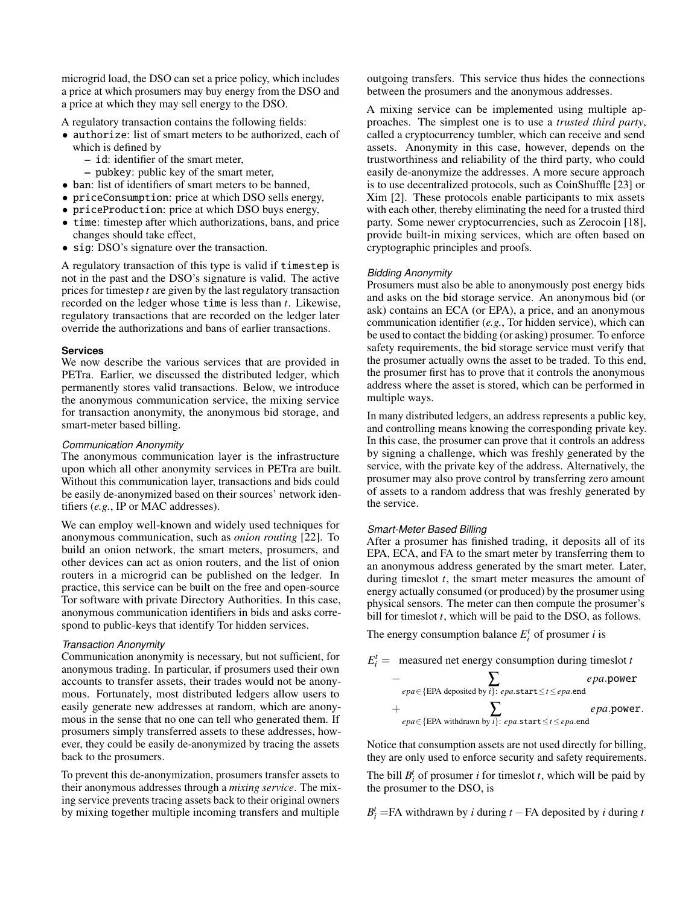microgrid load, the DSO can set a price policy, which includes a price at which prosumers may buy energy from the DSO and a price at which they may sell energy to the DSO.

A regulatory transaction contains the following fields:

- `authorize`: list of smart meters to be authorized, each of which is defined by
  - `id`: identifier of the smart meter,
  - `pubkey`: public key of the smart meter,
- `ban`: list of identifiers of smart meters to be banned,
- `priceConsumption`: price at which DSO sells energy,
- `priceProduction`: price at which DSO buys energy,
- `time`: timestep after which authorizations, bans, and price changes should take effect,
- `sig`: DSO's signature over the transaction.

A regulatory transaction of this type is valid if `timestep` is not in the past and the DSO's signature is valid. The active prices for timestep $t$ are given by the last regulatory transaction recorded on the ledger whose `time` is less than $t$. Likewise, regulatory transactions that are recorded on the ledger later override the authorizations and bans of earlier transactions.

### Services

We now describe the various services that are provided in PETra. Earlier, we discussed the distributed ledger, which permanently stores valid transactions. Below, we introduce the anonymous communication service, the mixing service for transaction anonymity, the anonymous bid storage, and smart-meter based billing.

#### Communication Anonymity

The anonymous communication layer is the infrastructure upon which all other anonymity services in PETra are built. Without this communication layer, transactions and bids could be easily de-anonymized based on their sources' network identifiers (*e.g.*, IP or MAC addresses).

We can employ well-known and widely used techniques for anonymous communication, such as *onion routing* [22]. To build an onion network, the smart meters, prosumers, and other devices can act as onion routers, and the list of onion routers in a microgrid can be published on the ledger. In practice, this service can be built on the free and open-source Tor software with private Directory Authorities. In this case, anonymous communication identifiers in bids and asks correspond to public-keys that identify Tor hidden services.

#### Transaction Anonymity

Communication anonymity is necessary, but not sufficient, for anonymous trading. In particular, if prosumers used their own accounts to transfer assets, their trades would not be anonymous. Fortunately, most distributed ledgers allow users to easily generate new addresses at random, which are anonymous in the sense that no one can tell who generated them. If prosumers simply transferred assets to these addresses, however, they could be easily de-anonymized by tracing the assets back to the prosumers.

To prevent this de-anonymization, prosumers transfer assets to their anonymous addresses through a *mixing service*. The mixing service prevents tracing assets back to their original owners by mixing together multiple incoming transfers and multiple outgoing transfers. This service thus hides the connections between the prosumers and the anonymous addresses.

A mixing service can be implemented using multiple approaches. The simplest one is to use a *trusted third party*, called a cryptocurrency tumbler, which can receive and send assets. Anonymity in this case, however, depends on the trustworthiness and reliability of the third party, who could easily de-anonymize the addresses. A more secure approach is to use decentralized protocols, such as CoinShuffle [23] or Xim [2]. These protocols enable participants to mix assets with each other, thereby eliminating the need for a trusted third party. Some newer cryptocurrencies, such as Zerocoin [18], provide built-in mixing services, which are often based on cryptographic principles and proofs.

#### Bidding Anonymity

Prosumers must also be able to anonymously post energy bids and asks on the bid storage service. An anonymous bid (or ask) contains an ECA (or EPA), a price, and an anonymous communication identifier (*e.g.*, Tor hidden service), which can be used to contact the bidding (or asking) prosumer. To enforce safety requirements, the bid storage service must verify that the prosumer actually owns the asset to be traded. To this end, the prosumer first has to prove that it controls the anonymous address where the asset is stored, which can be performed in multiple ways.

In many distributed ledgers, an address represents a public key, and controlling means knowing the corresponding private key. In this case, the prosumer can prove that it controls an address by signing a challenge, which was freshly generated by the service, with the private key of the address. Alternatively, the prosumer may also prove control by transferring zero amount of assets to a random address that was freshly generated by the service.

#### Smart-Meter Based Billing

After a prosumer has finished trading, it deposits all of its EPA, ECA, and FA to the smart meter by transferring them to an anonymous address generated by the smart meter. Later, during timeslot $t$, the smart meter measures the amount of energy actually consumed (or produced) by the prosumer using physical sensors. The meter can then compute the prosumer's bill for timeslot $t$, which will be paid to the DSO, as follows.

The energy consumption balance $E_i^t$ of prosumer $i$ is

$$
\begin{aligned}
E_i^t = \; & \text{measured net energy consumption during timeslot } t \\
& - \sum_{epa \in \{\text{EPA deposited by } i\}:\; epa.\texttt{start} \leq t \leq epa.\texttt{end}} epa.\texttt{power} \\
& + \sum_{epa \in \{\text{EPA withdrawn by } i\}:\; epa.\texttt{start} \leq t \leq epa.\texttt{end}} epa.\texttt{power}.
\end{aligned}
$$

Notice that consumption assets are not used directly for billing, they are only used to enforce security and safety requirements.

The bill $B_i^t$ of prosumer $i$ for timeslot $t$, which will be paid by the prosumer to the DSO, is

$$B_i^t = \text{FA withdrawn by } i \text{ during } t - \text{FA deposited by } i \text{ during } t$$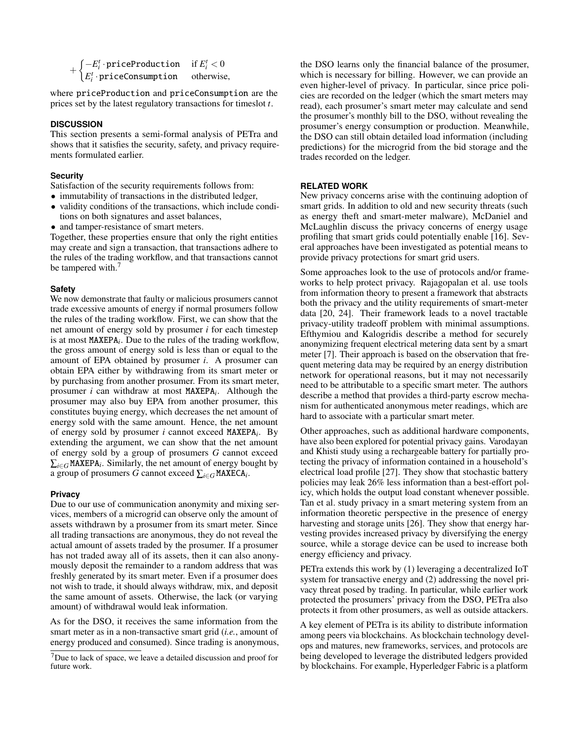$$+\begin{cases}-E_i^t \cdot \texttt{priceProduction} & \text{if } E_i^t < 0 \\ E_i^t \cdot \texttt{priceConsumption} & \text{otherwise,}\end{cases}$$

where `priceProduction` and `priceConsumption` are the prices set by the latest regulatory transactions for timeslot $t$.

## DISCUSSION

This section presents a semi-formal analysis of PETra and shows that it satisfies the security, safety, and privacy requirements formulated earlier.

### Security

Satisfaction of the security requirements follows from:

- immutability of transactions in the distributed ledger,
- validity conditions of the transactions, which include conditions on both signatures and asset balances,
- and tamper-resistance of smart meters.

Together, these properties ensure that only the right entities may create and sign a transaction, that transactions adhere to the rules of the trading workflow, and that transactions cannot be tampered with.[7]

### Safety

We now demonstrate that faulty or malicious prosumers cannot trade excessive amounts of energy if normal prosumers follow the rules of the trading workflow. First, we can show that the net amount of energy sold by prosumer $i$ for each timestep is at most $\texttt{MAXEPA}_i$. Due to the rules of the trading workflow, the gross amount of energy sold is less than or equal to the amount of EPA obtained by prosumer $i$. A prosumer can obtain EPA either by withdrawing from its smart meter or by purchasing from another prosumer. From its smart meter, prosumer $i$ can withdraw at most $\texttt{MAXEPA}_i$. Although the prosumer may also buy EPA from another prosumer, this constitutes buying energy, which decreases the net amount of energy sold with the same amount. Hence, the net amount of energy sold by prosumer $i$ cannot exceed $\texttt{MAXEPA}_i$. By extending the argument, we can show that the net amount of energy sold by a group of prosumers $G$ cannot exceed $\sum_{i \in G} \texttt{MAXEPA}_i$. Similarly, the net amount of energy bought by a group of prosumers $G$ cannot exceed $\sum_{i \in G} \texttt{MAXECA}_i$.

### Privacy

Due to our use of communication anonymity and mixing services, members of a microgrid can observe only the amount of assets withdrawn by a prosumer from its smart meter. Since all trading transactions are anonymous, they do not reveal the actual amount of assets traded by the prosumer. If a prosumer has not traded away all of its assets, then it can also anonymously deposit the remainder to a random address that was freshly generated by its smart meter. Even if a prosumer does not wish to trade, it should always withdraw, mix, and deposit the same amount of assets. Otherwise, the lack (or varying amount) of withdrawal would leak information.

As for the DSO, it receives the same information from the smart meter as in a non-transactive smart grid (*i.e.*, amount of energy produced and consumed). Since trading is anonymous, the DSO learns only the financial balance of the prosumer, which is necessary for billing. However, we can provide an even higher-level of privacy. In particular, since price policies are recorded on the ledger (which the smart meters may read), each prosumer's smart meter may calculate and send the prosumer's monthly bill to the DSO, without revealing the prosumer's energy consumption or production. Meanwhile, the DSO can still obtain detailed load information (including predictions) for the microgrid from the bid storage and the trades recorded on the ledger.

[7] Due to lack of space, we leave a detailed discussion and proof for future work.

## RELATED WORK

New privacy concerns arise with the continuing adoption of smart grids. In addition to old and new security threats (such as energy theft and smart-meter malware), McDaniel and McLaughlin discuss the privacy concerns of energy usage profiling that smart grids could potentially enable [16]. Several approaches have been investigated as potential means to provide privacy protections for smart grid users.

Some approaches look to the use of protocols and/or frameworks to help protect privacy. Rajagopalan et al. use tools from information theory to present a framework that abstracts both the privacy and the utility requirements of smart-meter data [20, 24]. Their framework leads to a novel tractable privacy-utility tradeoff problem with minimal assumptions. Efthymiou and Kalogridis describe a method for securely anonymizing frequent electrical metering data sent by a smart meter [7]. Their approach is based on the observation that frequent metering data may be required by an energy distribution network for operational reasons, but it may not necessarily need to be attributable to a specific smart meter. The authors describe a method that provides a third-party escrow mechanism for authenticated anonymous meter readings, which are hard to associate with a particular smart meter.

Other approaches, such as additional hardware components, have also been explored for potential privacy gains. Varodayan and Khisti study using a rechargeable battery for partially protecting the privacy of information contained in a household's electrical load profile [27]. They show that stochastic battery policies may leak 26% less information than a best-effort policy, which holds the output load constant whenever possible. Tan et al. study privacy in a smart metering system from an information theoretic perspective in the presence of energy harvesting and storage units [26]. They show that energy harvesting provides increased privacy by diversifying the energy source, while a storage device can be used to increase both energy efficiency and privacy.

PETra extends this work by (1) leveraging a decentralized IoT system for transactive energy and (2) addressing the novel privacy threat posed by trading. In particular, while earlier work protected the prosumers' privacy from the DSO, PETra also protects it from other prosumers, as well as outside attackers.

A key element of PETra is its ability to distribute information among peers via blockchains. As blockchain technology develops and matures, new frameworks, services, and protocols are being developed to leverage the distributed ledgers provided by blockchains. For example, Hyperledger Fabric is a platform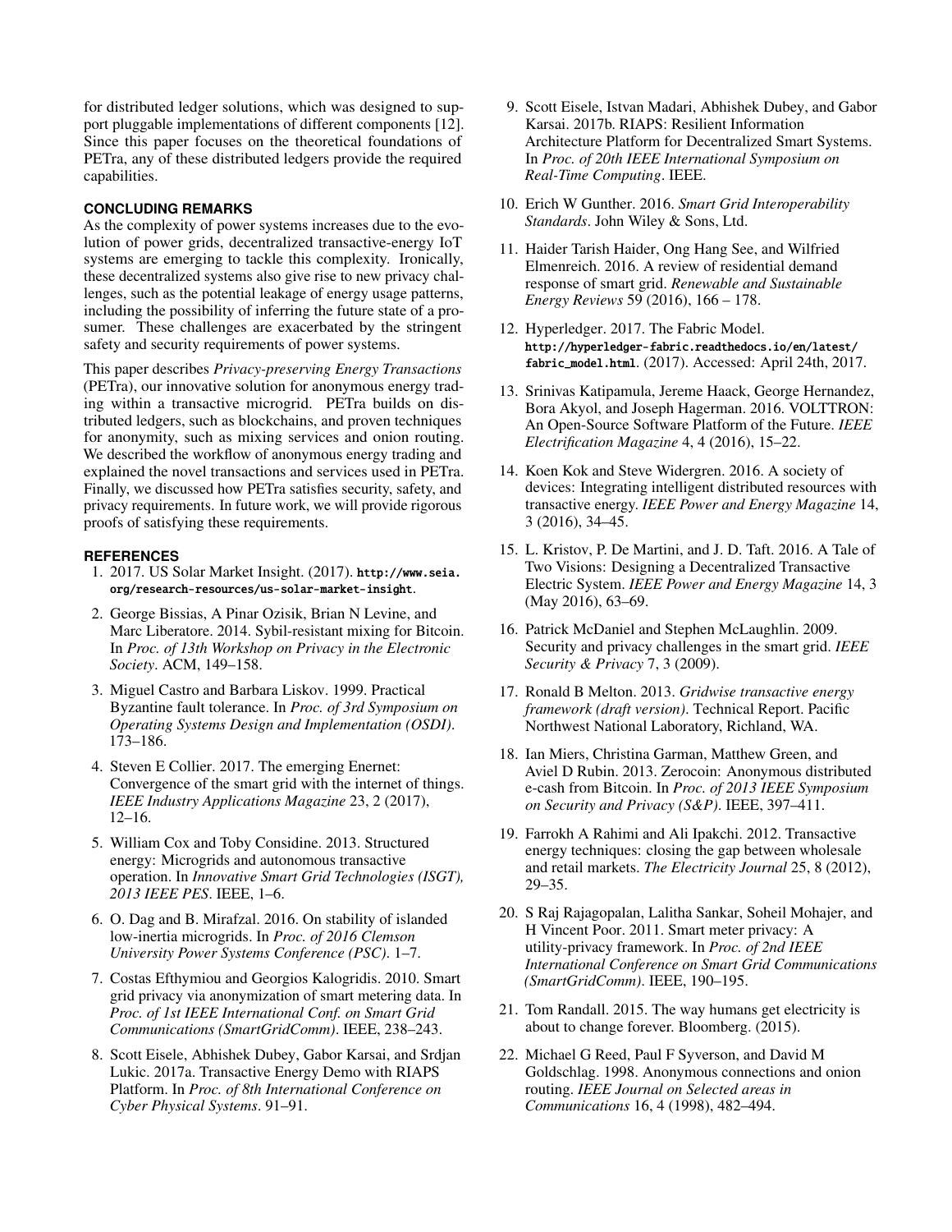for distributed ledger solutions, which was designed to support pluggable implementations of different components [12]. Since this paper focuses on the theoretical foundations of PETra, any of these distributed ledgers provide the required capabilities.

## CONCLUDING REMARKS

As the complexity of power systems increases due to the evolution of power grids, decentralized transactive-energy IoT systems are emerging to tackle this complexity. Ironically, these decentralized systems also give rise to new privacy challenges, such as the potential leakage of energy usage patterns, including the possibility of inferring the future state of a prosumer. These challenges are exacerbated by the stringent safety and security requirements of power systems.

This paper describes *Privacy-preserving Energy Transactions* (PETra), our innovative solution for anonymous energy trading within a transactive microgrid. PETra builds on distributed ledgers, such as blockchains, and proven techniques for anonymity, such as mixing services and onion routing. We described the workflow of anonymous energy trading and explained the novel transactions and services used in PETra. Finally, we discussed how PETra satisfies security, safety, and privacy requirements. In future work, we will provide rigorous proofs of satisfying these requirements.

## REFERENCES

1. 2017. US Solar Market Insight. (2017). `http://www.seia.org/research-resources/us-solar-market-insight`.
2. George Bissias, A Pinar Ozisik, Brian N Levine, and Marc Liberatore. 2014. Sybil-resistant mixing for Bitcoin. In *Proc. of 13th Workshop on Privacy in the Electronic Society*. ACM, 149–158.
3. Miguel Castro and Barbara Liskov. 1999. Practical Byzantine fault tolerance. In *Proc. of 3rd Symposium on Operating Systems Design and Implementation (OSDI)*. 173–186.
4. Steven E Collier. 2017. The emerging Enernet: Convergence of the smart grid with the internet of things. *IEEE Industry Applications Magazine* 23, 2 (2017), 12–16.
5. William Cox and Toby Considine. 2013. Structured energy: Microgrids and autonomous transactive operation. In *Innovative Smart Grid Technologies (ISGT), 2013 IEEE PES*. IEEE, 1–6.
6. O. Dag and B. Mirafzal. 2016. On stability of islanded low-inertia microgrids. In *Proc. of 2016 Clemson University Power Systems Conference (PSC)*. 1–7.
7. Costas Efthymiou and Georgios Kalogridis. 2010. Smart grid privacy via anonymization of smart metering data. In *Proc. of 1st IEEE International Conf. on Smart Grid Communications (SmartGridComm)*. IEEE, 238–243.
8. Scott Eisele, Abhishek Dubey, Gabor Karsai, and Srdjan Lukic. 2017a. Transactive Energy Demo with RIAPS Platform. In *Proc. of 8th International Conference on Cyber Physical Systems*. 91–91.
9. Scott Eisele, Istvan Madari, Abhishek Dubey, and Gabor Karsai. 2017b. RIAPS: Resilient Information Architecture Platform for Decentralized Smart Systems. In *Proc. of 20th IEEE International Symposium on Real-Time Computing*. IEEE.
10. Erich W Gunther. 2016. *Smart Grid Interoperability Standards*. John Wiley & Sons, Ltd.
11. Haider Tarish Haider, Ong Hang See, and Wilfried Elmenreich. 2016. A review of residential demand response of smart grid. *Renewable and Sustainable Energy Reviews* 59 (2016), 166 – 178.
12. Hyperledger. 2017. The Fabric Model. `http://hyperledger-fabric.readthedocs.io/en/latest/fabric_model.html`. (2017). Accessed: April 24th, 2017.
13. Srinivas Katipamula, Jereme Haack, George Hernandez, Bora Akyol, and Joseph Hagerman. 2016. VOLTTRON: An Open-Source Software Platform of the Future. *IEEE Electrification Magazine* 4, 4 (2016), 15–22.
14. Koen Kok and Steve Widergren. 2016. A society of devices: Integrating intelligent distributed resources with transactive energy. *IEEE Power and Energy Magazine* 14, 3 (2016), 34–45.
15. L. Kristov, P. De Martini, and J. D. Taft. 2016. A Tale of Two Visions: Designing a Decentralized Transactive Electric System. *IEEE Power and Energy Magazine* 14, 3 (May 2016), 63–69.
16. Patrick McDaniel and Stephen McLaughlin. 2009. Security and privacy challenges in the smart grid. *IEEE Security & Privacy* 7, 3 (2009).
17. Ronald B Melton. 2013. *Gridwise transactive energy framework (draft version)*. Technical Report. Pacific Northwest National Laboratory, Richland, WA.
18. Ian Miers, Christina Garman, Matthew Green, and Aviel D Rubin. 2013. Zerocoin: Anonymous distributed e-cash from Bitcoin. In *Proc. of 2013 IEEE Symposium on Security and Privacy (S&P)*. IEEE, 397–411.
19. Farrokh A Rahimi and Ali Ipakchi. 2012. Transactive energy techniques: closing the gap between wholesale and retail markets. *The Electricity Journal* 25, 8 (2012), 29–35.
20. S Raj Rajagopalan, Lalitha Sankar, Soheil Mohajer, and H Vincent Poor. 2011. Smart meter privacy: A utility-privacy framework. In *Proc. of 2nd IEEE International Conference on Smart Grid Communications (SmartGridComm)*. IEEE, 190–195.
21. Tom Randall. 2015. The way humans get electricity is about to change forever. Bloomberg. (2015).
22. Michael G Reed, Paul F Syverson, and David M Goldschlag. 1998. Anonymous connections and onion routing. *IEEE Journal on Selected areas in Communications* 16, 4 (1998), 482–494.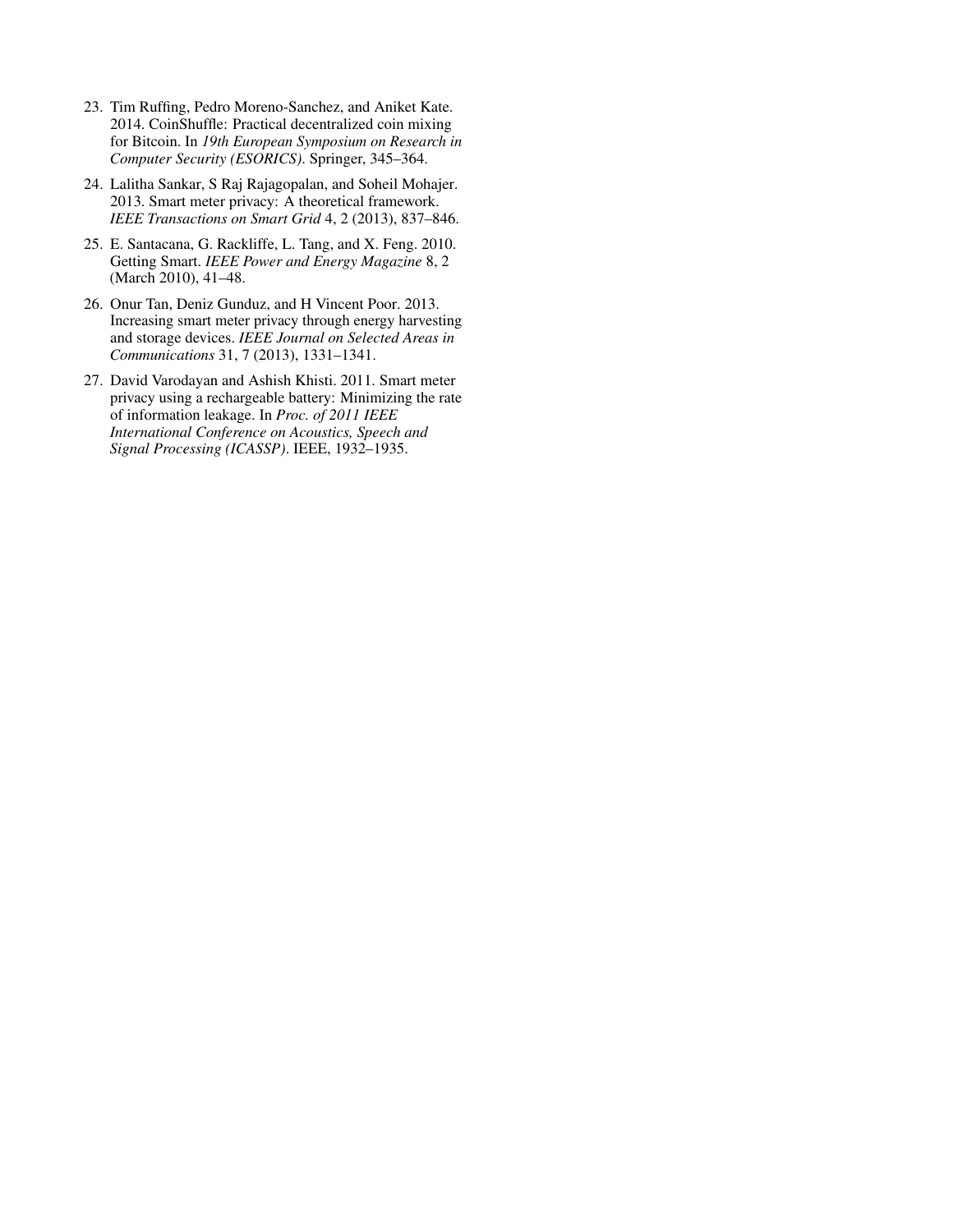23. Tim Ruffing, Pedro Moreno-Sanchez, and Aniket Kate. 2014. CoinShuffle: Practical decentralized coin mixing for Bitcoin. In *19th European Symposium on Research in Computer Security (ESORICS)*. Springer, 345–364.

24. Lalitha Sankar, S Raj Rajagopalan, and Soheil Mohajer. 2013. Smart meter privacy: A theoretical framework. *IEEE Transactions on Smart Grid* 4, 2 (2013), 837–846.

25. E. Santacana, G. Rackliffe, L. Tang, and X. Feng. 2010. Getting Smart. *IEEE Power and Energy Magazine* 8, 2 (March 2010), 41–48.

26. Onur Tan, Deniz Gunduz, and H Vincent Poor. 2013. Increasing smart meter privacy through energy harvesting and storage devices. *IEEE Journal on Selected Areas in Communications* 31, 7 (2013), 1331–1341.

27. David Varodayan and Ashish Khisti. 2011. Smart meter privacy using a rechargeable battery: Minimizing the rate of information leakage. In *Proc. of 2011 IEEE International Conference on Acoustics, Speech and Signal Processing (ICASSP)*. IEEE, 1932–1935.